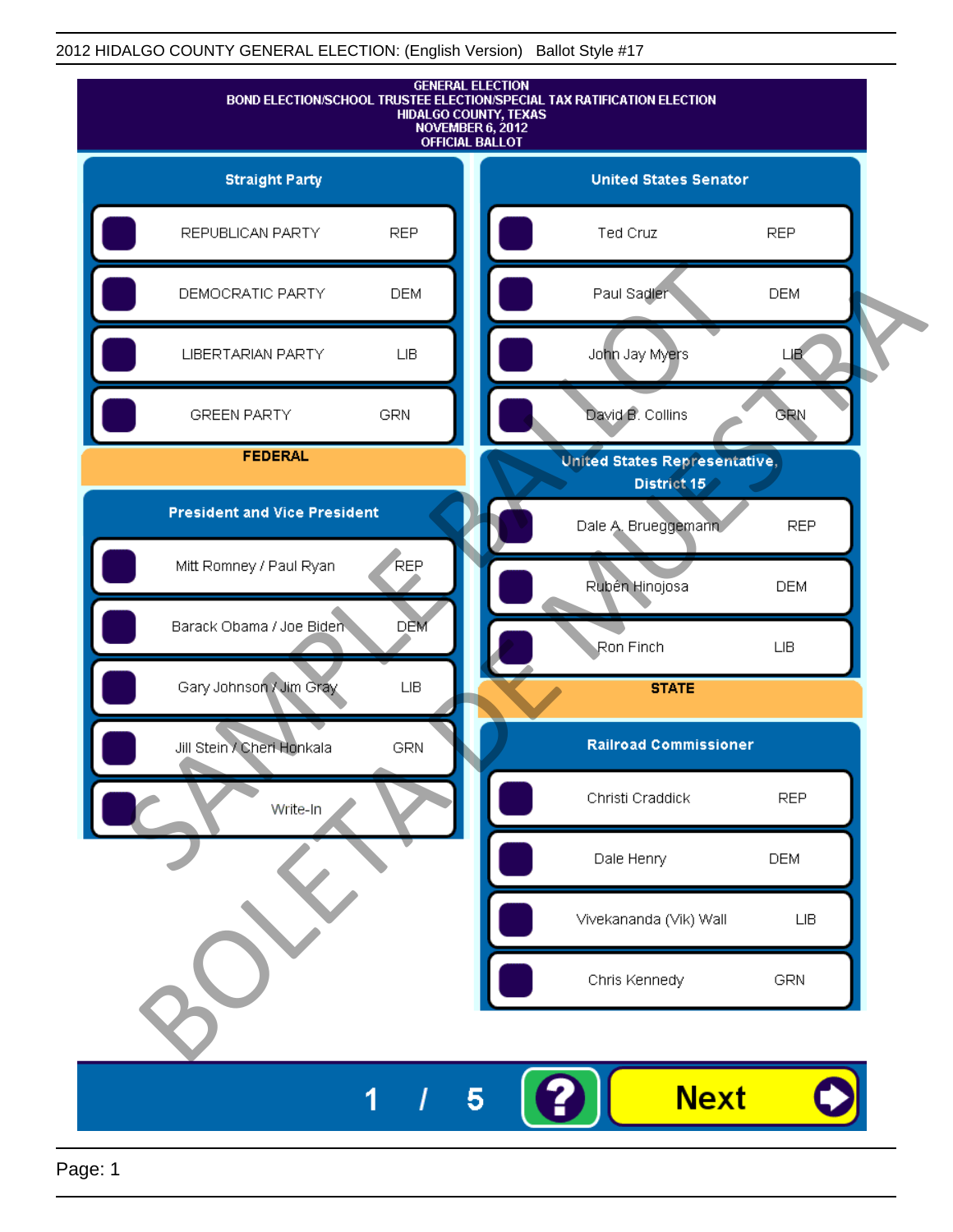2012 HIDALGO COUNTY GENERAL ELECTION: (English Version) Ballot Style #17

# GENERAL ELECTION
## BOND ELECTION/SCHOOL TRUSTEE ELECTION/SPECIAL TAX RATIFICATION ELECTION
## HIDALGO COUNTY, TEXAS
## NOVEMBER 6, 2012
## OFFICIAL BALLOT

### Straight Party

| Party | Abbreviation |
| --- | --- |
| REPUBLICAN PARTY | REP |
| DEMOCRATIC PARTY | DEM |
| LIBERTARIAN PARTY | LIB |
| GREEN PARTY | GRN |

## FEDERAL

### President and Vice President

| Candidate | Party |
| --- | --- |
| Mitt Romney / Paul Ryan | REP |
| Barack Obama / Joe Biden | DEM |
| Gary Johnson / Jim Gray | LIB |
| Jill Stein / Cheri Honkala | GRN |
| Write-In | |

### United States Senator

| Candidate | Party |
| --- | --- |
| Ted Cruz | REP |
| Paul Sadler | DEM |
| John Jay Myers | LIB |
| David B. Collins | GRN |

### United States Representative, District 15

| Candidate | Party |
| --- | --- |
| Dale A. Brueggemann | REP |
| Rubén Hinojosa | DEM |
| Ron Finch | LIB |

## STATE

### Railroad Commissioner

| Candidate | Party |
| --- | --- |
| Christi Craddick | REP |
| Dale Henry | DEM |
| Vivekananda (Vik) Wall | LIB |
| Chris Kennedy | GRN |

SAMPLE BALLOT BOLETA DE MUESTRA

1 / 5 ? Next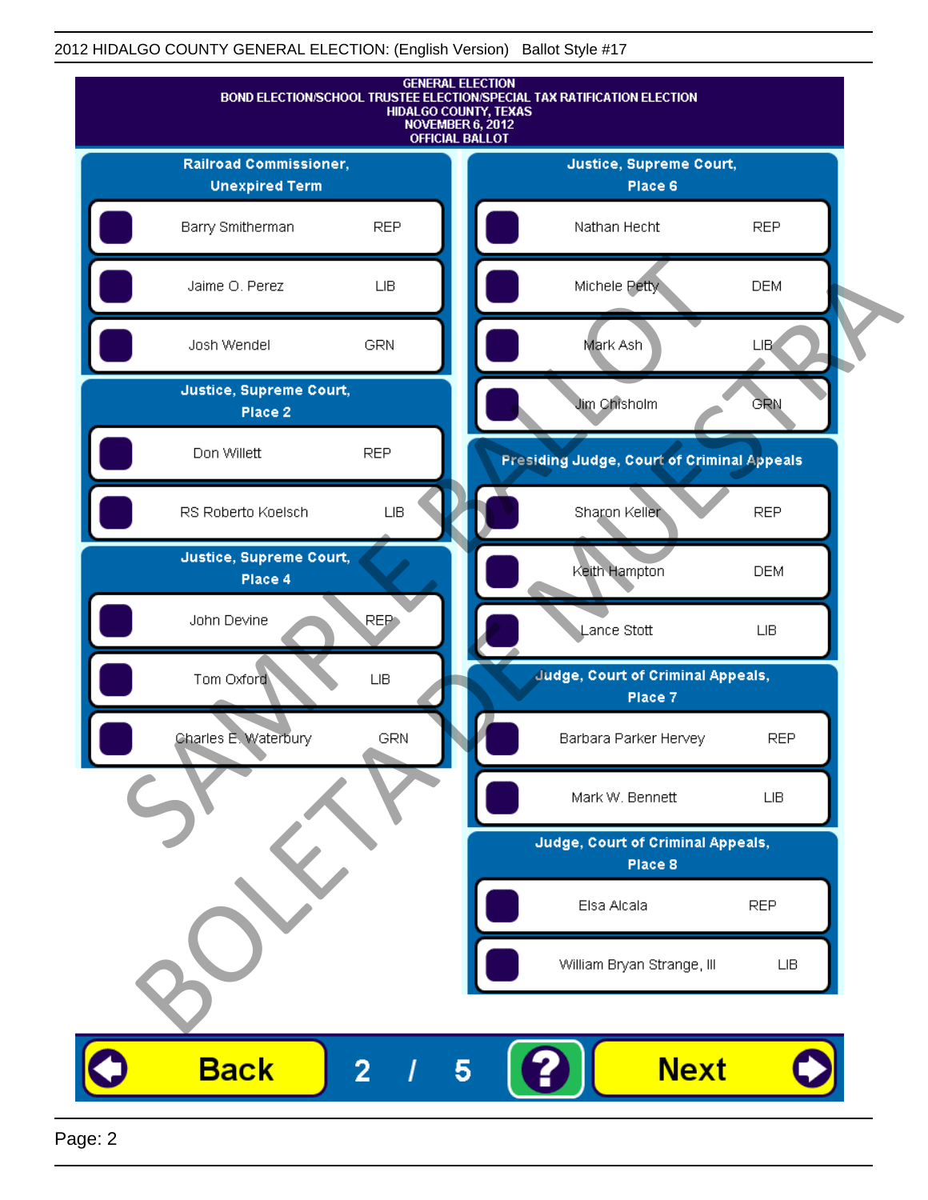2012 HIDALGO COUNTY GENERAL ELECTION: (English Version) Ballot Style #17

GENERAL ELECTION
BOND ELECTION/SCHOOL TRUSTEE ELECTION/SPECIAL TAX RATIFICATION ELECTION
HIDALGO COUNTY, TEXAS
NOVEMBER 6, 2012
OFFICIAL BALLOT

## Railroad Commissioner, Unexpired Term

| Candidate | Party |
|---|---|
| Barry Smitherman | REP |
| Jaime O. Perez | LIB |
| Josh Wendel | GRN |

## Justice, Supreme Court, Place 2

| Candidate | Party |
|---|---|
| Don Willett | REP |
| RS Roberto Koelsch | LIB |

## Justice, Supreme Court, Place 4

| Candidate | Party |
|---|---|
| John Devine | REP |
| Tom Oxford | LIB |
| Charles E. Waterbury | GRN |

## Justice, Supreme Court, Place 6

| Candidate | Party |
|---|---|
| Nathan Hecht | REP |
| Michele Petty | DEM |
| Mark Ash | LIB |
| Jim Chisholm | GRN |

## Presiding Judge, Court of Criminal Appeals

| Candidate | Party |
|---|---|
| Sharon Keller | REP |
| Keith Hampton | DEM |
| Lance Stott | LIB |

## Judge, Court of Criminal Appeals, Place 7

| Candidate | Party |
|---|---|
| Barbara Parker Hervey | REP |
| Mark W. Bennett | LIB |

## Judge, Court of Criminal Appeals, Place 8

| Candidate | Party |
|---|---|
| Elsa Alcala | REP |
| William Bryan Strange, III | LIB |

SAMPLE BALLOT
BOLETA DE MUESTRA

Back 2 / 5 ? Next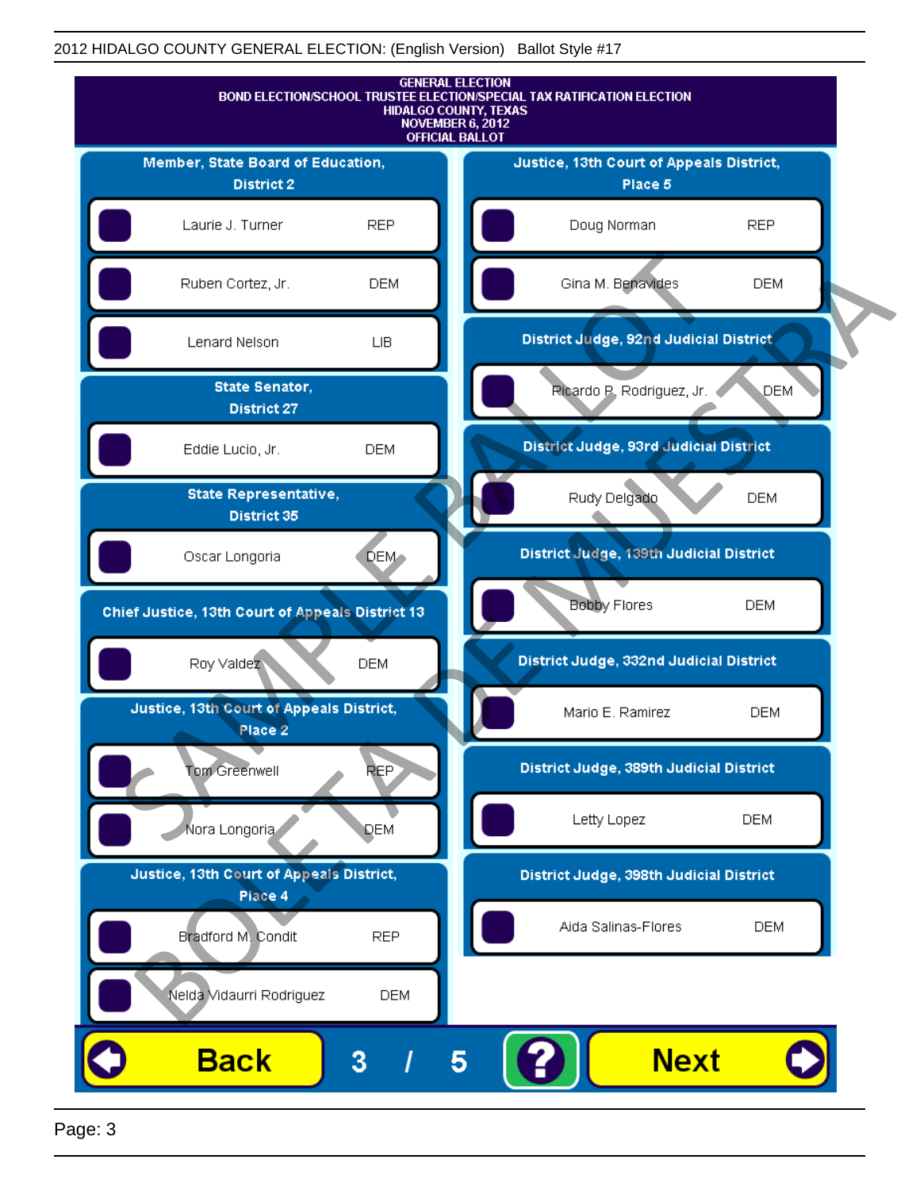GENERAL ELECTION
BOND ELECTION/SCHOOL TRUSTEE ELECTION/SPECIAL TAX RATIFICATION ELECTION
HIDALGO COUNTY, TEXAS
NOVEMBER 6, 2012
OFFICIAL BALLOT

### Member, State Board of Education, District 2

| Candidate | Party |
|---|---|
| Laurie J. Turner | REP |
| Ruben Cortez, Jr. | DEM |
| Lenard Nelson | LIB |

### State Senator, District 27

| Candidate | Party |
|---|---|
| Eddie Lucio, Jr. | DEM |

### State Representative, District 35

| Candidate | Party |
|---|---|
| Oscar Longoria | DEM |

### Chief Justice, 13th Court of Appeals District 13

| Candidate | Party |
|---|---|
| Roy Valdez | DEM |

### Justice, 13th Court of Appeals District, Place 2

| Candidate | Party |
|---|---|
| Tom Greenwell | REP |
| Nora Longoria | DEM |

### Justice, 13th Court of Appeals District, Place 4

| Candidate | Party |
|---|---|
| Bradford M. Condit | REP |
| Nelda Vidaurri Rodriguez | DEM |

### Justice, 13th Court of Appeals District, Place 5

| Candidate | Party |
|---|---|
| Doug Norman | REP |
| Gina M. Benavides | DEM |

### District Judge, 92nd Judicial District

| Candidate | Party |
|---|---|
| Ricardo P. Rodriguez, Jr. | DEM |

### District Judge, 93rd Judicial District

| Candidate | Party |
|---|---|
| Rudy Delgado | DEM |

### District Judge, 139th Judicial District

| Candidate | Party |
|---|---|
| Bobby Flores | DEM |

### District Judge, 332nd Judicial District

| Candidate | Party |
|---|---|
| Mario E. Ramirez | DEM |

### District Judge, 389th Judicial District

| Candidate | Party |
|---|---|
| Letty Lopez | DEM |

### District Judge, 398th Judicial District

| Candidate | Party |
|---|---|
| Aida Salinas-Flores | DEM |

Back 3 / 5 ? Next

SAMPLE BALLOT
BOLETA DE MUESTRA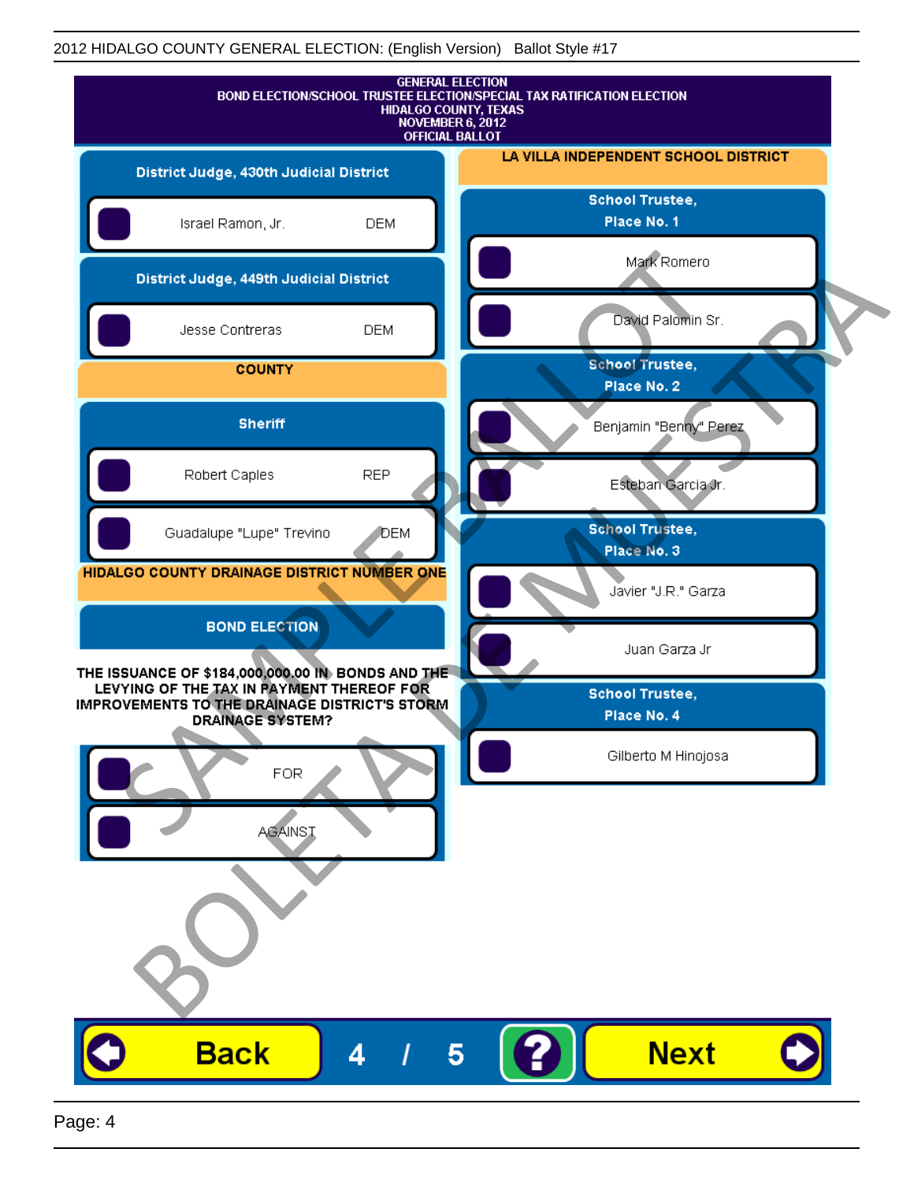2012 HIDALGO COUNTY GENERAL ELECTION: (English Version) Ballot Style #17

GENERAL ELECTION
BOND ELECTION/SCHOOL TRUSTEE ELECTION/SPECIAL TAX RATIFICATION ELECTION
HIDALGO COUNTY, TEXAS
NOVEMBER 6, 2012
OFFICIAL BALLOT

**District Judge, 430th Judicial District**

- Israel Ramon, Jr. DEM

**District Judge, 449th Judicial District**

- Jesse Contreras DEM

**COUNTY**

**Sheriff**

- Robert Caples REP
- Guadalupe "Lupe" Trevino DEM

**HIDALGO COUNTY DRAINAGE DISTRICT NUMBER ONE**

**BOND ELECTION**

THE ISSUANCE OF $184,000,000.00 IN BONDS AND THE LEVYING OF THE TAX IN PAYMENT THEREOF FOR IMPROVEMENTS TO THE DRAINAGE DISTRICT'S STORM DRAINAGE SYSTEM?

- FOR
- AGAINST

**LA VILLA INDEPENDENT SCHOOL DISTRICT**

**School Trustee, Place No. 1**

- Mark Romero
- David Palomin Sr.

**School Trustee, Place No. 2**

- Benjamin "Benny" Perez
- Esteban Garcia Jr.

**School Trustee, Place No. 3**

- Javier "J.R." Garza
- Juan Garza Jr

**School Trustee, Place No. 4**

- Gilberto M Hinojosa

SAMPLE BALLOT
BOLETA DE MUESTRA

Back 4 / 5 ? Next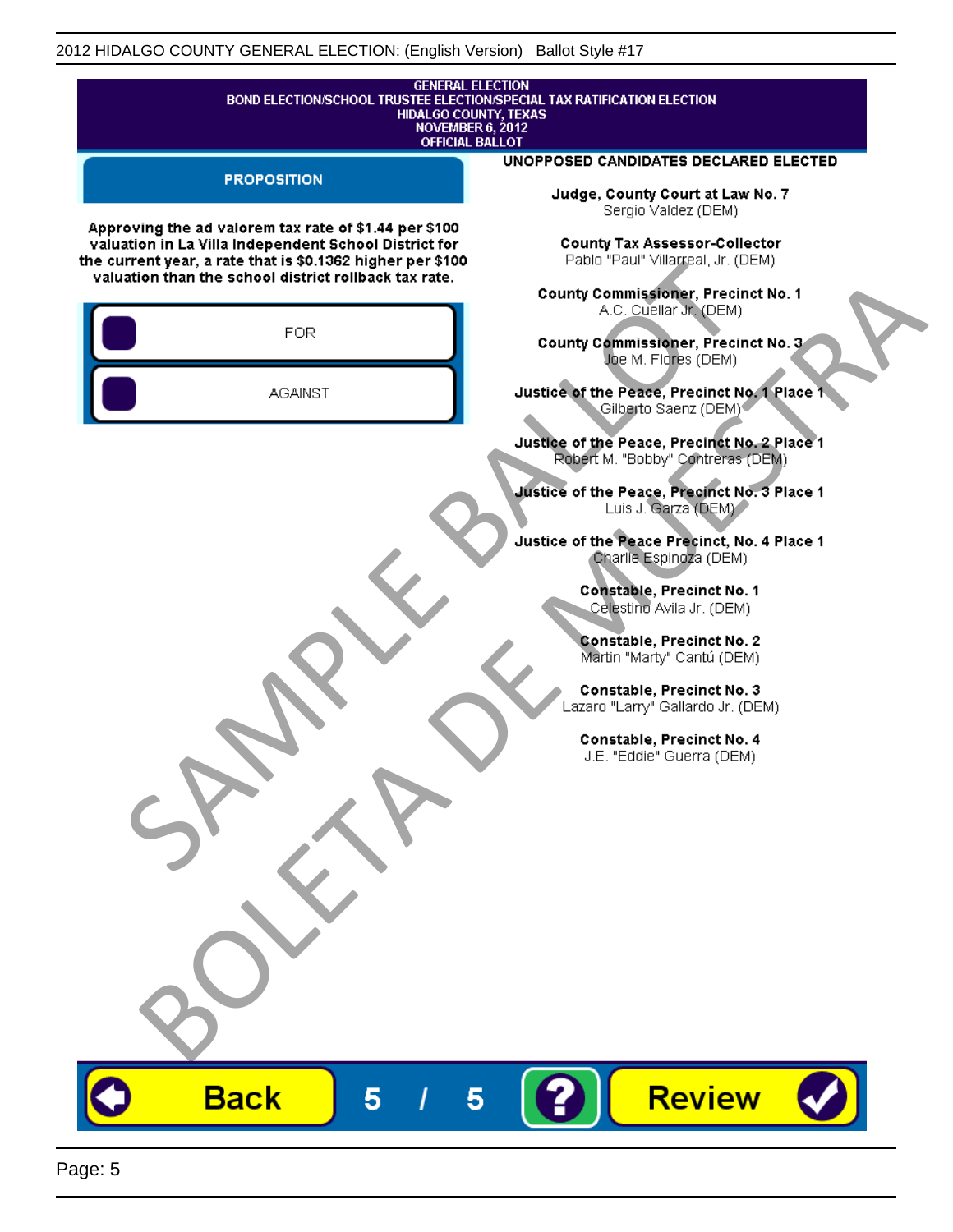GENERAL ELECTION
BOND ELECTION/SCHOOL TRUSTEE ELECTION/SPECIAL TAX RATIFICATION ELECTION
HIDALGO COUNTY, TEXAS
NOVEMBER 6, 2012
OFFICIAL BALLOT

## PROPOSITION

**Approving the ad valorem tax rate of $1.44 per $100 valuation in La Villa Independent School District for the current year, a rate that is $0.1362 higher per $100 valuation than the school district rollback tax rate.**

- FOR
- AGAINST

## UNOPPOSED CANDIDATES DECLARED ELECTED

**Judge, County Court at Law No. 7**
Sergio Valdez (DEM)

**County Tax Assessor-Collector**
Pablo "Paul" Villarreal, Jr. (DEM)

**County Commissioner, Precinct No. 1**
A.C. Cuellar Jr. (DEM)

**County Commissioner, Precinct No. 3**
Joe M. Flores (DEM)

**Justice of the Peace, Precinct No. 1 Place 1**
Gilberto Saenz (DEM)

**Justice of the Peace, Precinct No. 2 Place 1**
Robert M. "Bobby" Contreras (DEM)

**Justice of the Peace, Precinct No. 3 Place 1**
Luis J. Garza (DEM)

**Justice of the Peace Precinct, No. 4 Place 1**
Charlie Espinoza (DEM)

**Constable, Precinct No. 1**
Celestino Avila Jr. (DEM)

**Constable, Precinct No. 2**
Martin "Marty" Cantú (DEM)

**Constable, Precinct No. 3**
Lazaro "Larry" Gallardo Jr. (DEM)

**Constable, Precinct No. 4**
J.E. "Eddie" Guerra (DEM)

SAMPLE BALLOT
BOLETA DE MUESTRA

Back | 5 / 5 | ? | Review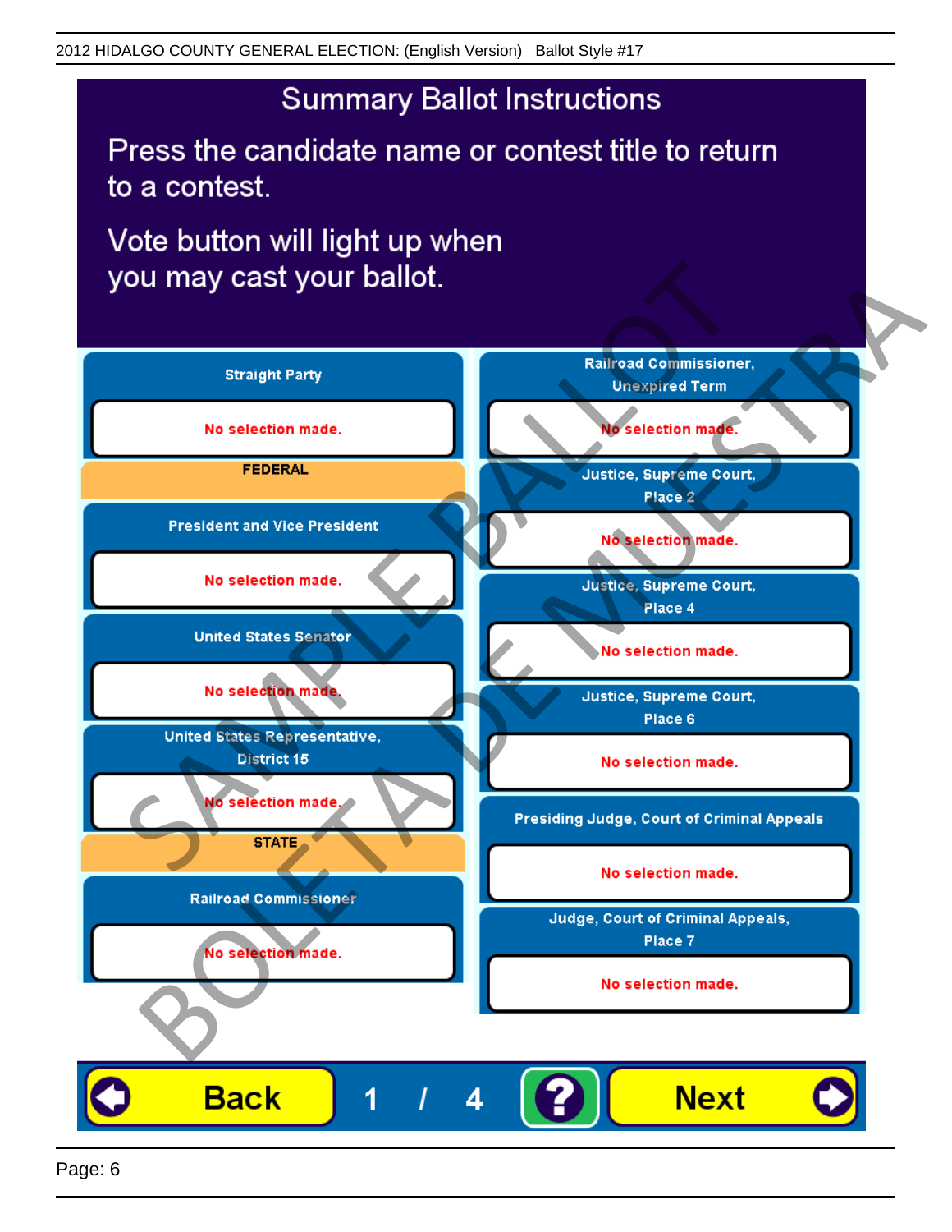2012 HIDALGO COUNTY GENERAL ELECTION: (English Version) Ballot Style #17

# Summary Ballot Instructions

Press the candidate name or contest title to return to a contest.

Vote button will light up when you may cast your ballot.

**Straight Party**

No selection made.

**FEDERAL**

**President and Vice President**

No selection made.

**United States Senator**

No selection made.

**United States Representative, District 15**

No selection made.

**STATE**

**Railroad Commissioner**

No selection made.

**Railroad Commissioner, Unexpired Term**

No selection made.

**Justice, Supreme Court, Place 2**

No selection made.

**Justice, Supreme Court, Place 4**

No selection made.

**Justice, Supreme Court, Place 6**

No selection made.

**Presiding Judge, Court of Criminal Appeals**

No selection made.

**Judge, Court of Criminal Appeals, Place 7**

No selection made.

Back 1 / 4 ? Next

SAMPLE BALLOT BOLETA DE MUESTRA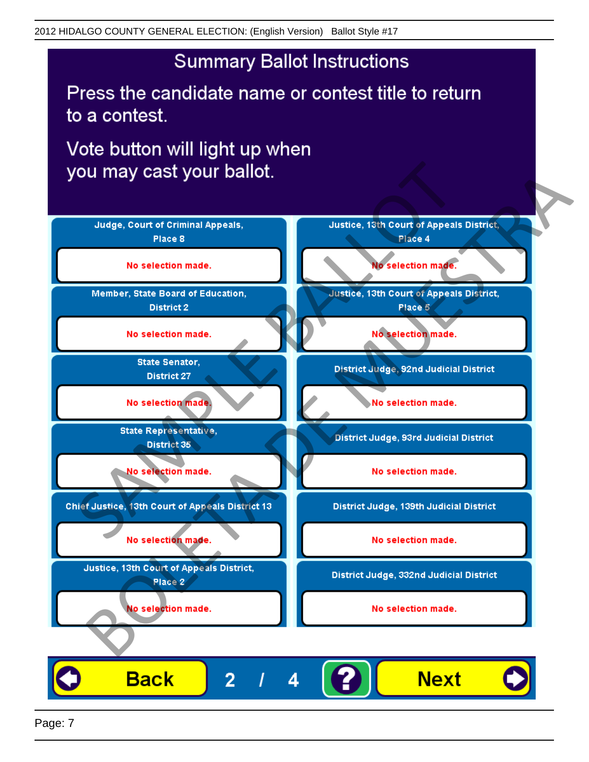# Summary Ballot Instructions

Press the candidate name or contest title to return to a contest.

Vote button will light up when you may cast your ballot.

| Contest | Selection |
| --- | --- |
| Judge, Court of Criminal Appeals, Place 8 | No selection made. |
| Member, State Board of Education, District 2 | No selection made. |
| State Senator, District 27 | No selection made. |
| State Representative, District 35 | No selection made. |
| Chief Justice, 13th Court of Appeals District 13 | No selection made. |
| Justice, 13th Court of Appeals District, Place 2 | No selection made. |
| Justice, 13th Court of Appeals District, Place 4 | No selection made. |
| Justice, 13th Court of Appeals District, Place 5 | No selection made. |
| District Judge, 92nd Judicial District | No selection made. |
| District Judge, 93rd Judicial District | No selection made. |
| District Judge, 139th Judicial District | No selection made. |
| District Judge, 332nd Judicial District | No selection made. |

Back 2 / 4 ? Next

SAMPLE BALLOT BOLETA DE MUESTRA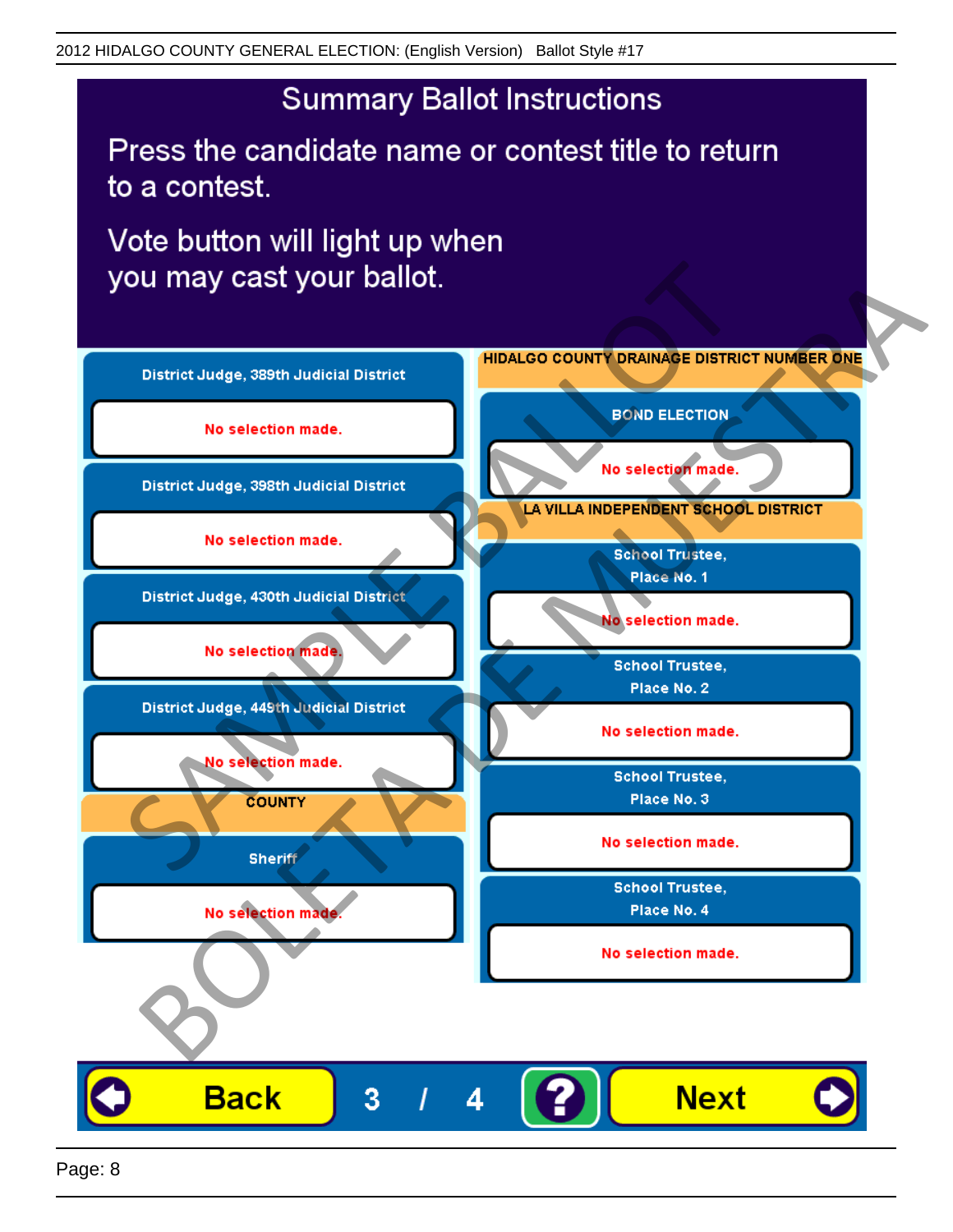# Summary Ballot Instructions

Press the candidate name or contest title to return to a contest.

Vote button will light up when you may cast your ballot.

**District Judge, 389th Judicial District**

No selection made.

**District Judge, 398th Judicial District**

No selection made.

**District Judge, 430th Judicial District**

No selection made.

**District Judge, 449th Judicial District**

No selection made.

## COUNTY

**Sheriff**

No selection made.

## HIDALGO COUNTY DRAINAGE DISTRICT NUMBER ONE

**BOND ELECTION**

No selection made.

## LA VILLA INDEPENDENT SCHOOL DISTRICT

**School Trustee, Place No. 1**

No selection made.

**School Trustee, Place No. 2**

No selection made.

**School Trustee, Place No. 3**

No selection made.

**School Trustee, Place No. 4**

No selection made.

SAMPLE BALLOT
BOLETA DE MUESTRA

Back 3 / 4 ? Next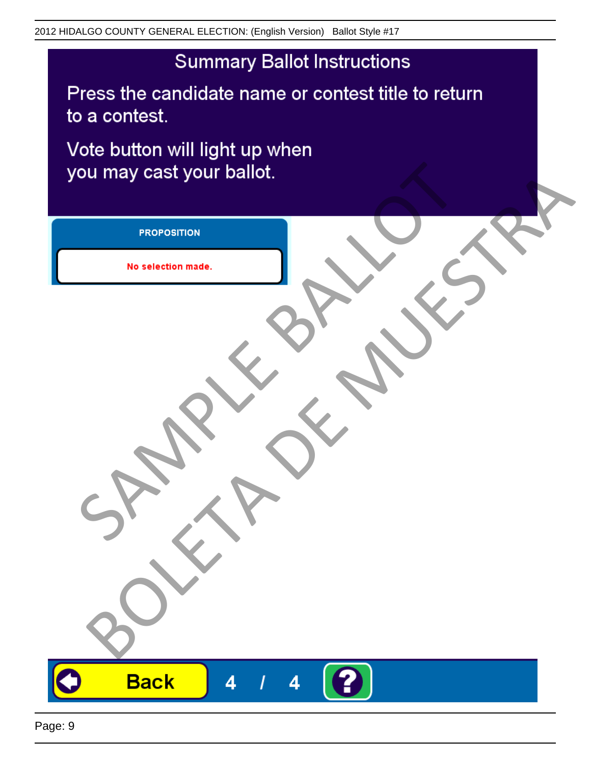# Summary Ballot Instructions

Press the candidate name or contest title to return to a contest.

Vote button will light up when you may cast your ballot.

**PROPOSITION**

**No selection made.**

SAMPLE BALLOT
BOLETA DE MUESTRA

**Back** 4 / 4 ?